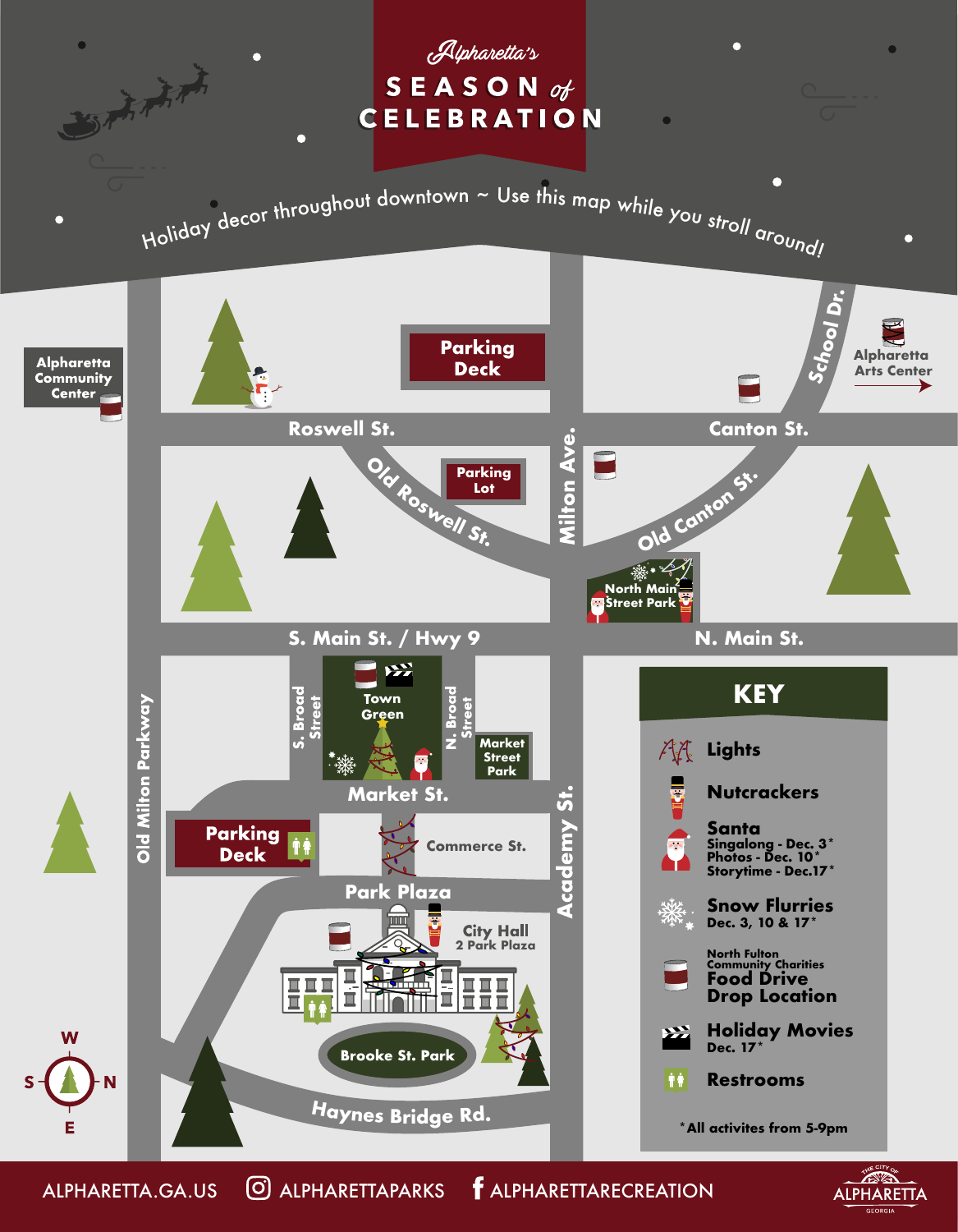# Alpharetta's SEASON *of* CELEBRATION

Holiday decor throughout downtown ~ Use this map while you stroll around!

Alpharetta Community Center

Parking Deck

Roswell St.

Canton St.

School Dr.

Alpharetta Arts Center

Parking Lot

Old Roswell St.

Milton Ave.

Old Canton St.

North Main Street Park

S. Main St. / Hwy 9

N. Main St.

S. Broad Street

Town Green

N. Broad Street

Market Street Park

Old Milton Parkway

Market St.

Parking Deck

Commerce St.

Park Plaza

Academy St.

City Hall
2 Park Plaza

Brooke St. Park

Haynes Bridge Rd.

W S N E

## KEY

- Lights
- Nutcrackers
- **Santa**
  - Singalong - Dec. 3*
  - Photos - Dec. 10*
  - Storytime - Dec.17*
- **Snow Flurries**
  - Dec. 3, 10 & 17*
- North Fulton Community Charities **Food Drive Drop Location**
- **Holiday Movies**
  - Dec. 17*
- Restrooms

*All activites from 5-9pm

ALPHARETTA.GA.US | ALPHARETTAPARKS | ALPHARETTARECREATION

THE CITY OF ALPHARETTA GEORGIA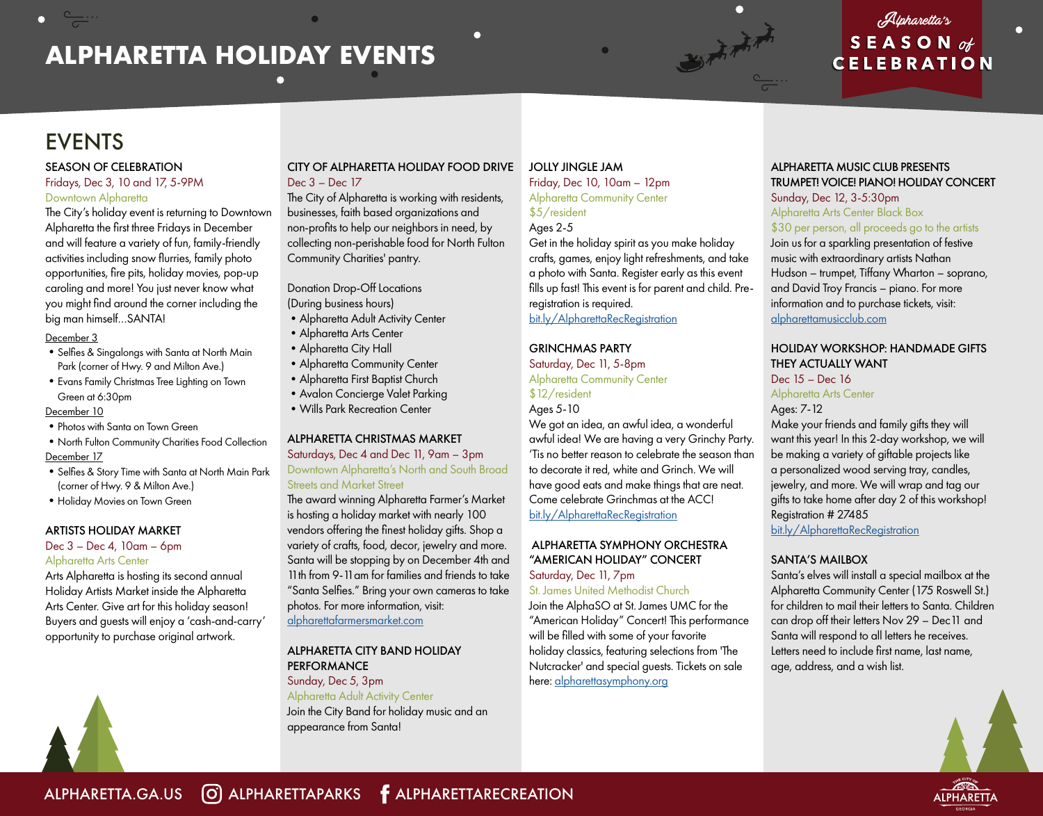# ALPHARETTA HOLIDAY EVENTS

Alpharetta's SEASON of CELEBRATION

## EVENTS

### SEASON OF CELEBRATION

Fridays, Dec 3, 10 and 17, 5-9PM

Downtown Alpharetta

The City's holiday event is returning to Downtown Alpharetta the first three Fridays in December and will feature a variety of fun, family-friendly activities including snow flurries, family photo opportunities, fire pits, holiday movies, pop-up caroling and more! You just never know what you might find around the corner including the big man himself...SANTA!

December 3

- Selfies & Singalongs with Santa at North Main Park (corner of Hwy. 9 and Milton Ave.)
- Evans Family Christmas Tree Lighting on Town Green at 6:30pm

December 10

- Photos with Santa on Town Green
- North Fulton Community Charities Food Collection

December 17

- Selfies & Story Time with Santa at North Main Park (corner of Hwy. 9 & Milton Ave.)
- Holiday Movies on Town Green

### ARTISTS HOLIDAY MARKET

Dec 3 – Dec 4, 10am – 6pm

Alpharetta Arts Center

Arts Alpharetta is hosting its second annual Holiday Artists Market inside the Alpharetta Arts Center. Give art for this holiday season! Buyers and guests will enjoy a 'cash-and-carry' opportunity to purchase original artwork.

### CITY OF ALPHARETTA HOLIDAY FOOD DRIVE

Dec 3 – Dec 17

The City of Alpharetta is working with residents, businesses, faith based organizations and non-profits to help our neighbors in need, by collecting non-perishable food for North Fulton Community Charities' pantry.

Donation Drop-Off Locations
(During business hours)

- Alpharetta Adult Activity Center
- Alpharetta Arts Center
- Alpharetta City Hall
- Alpharetta Community Center
- Alpharetta First Baptist Church
- Avalon Concierge Valet Parking
- Wills Park Recreation Center

### ALPHARETTA CHRISTMAS MARKET

Saturdays, Dec 4 and Dec 11, 9am – 3pm

Downtown Alpharetta's North and South Broad Streets and Market Street

The award winning Alpharetta Farmer's Market is hosting a holiday market with nearly 100 vendors offering the finest holiday gifts. Shop a variety of crafts, food, decor, jewelry and more. Santa will be stopping by on December 4th and 11th from 9-11am for families and friends to take "Santa Selfies." Bring your own cameras to take photos. For more information, visit: alpharettafarmersmarket.com

### ALPHARETTA CITY BAND HOLIDAY PERFORMANCE

Sunday, Dec 5, 3pm

Alpharetta Adult Activity Center

Join the City Band for holiday music and an appearance from Santa!

### JOLLY JINGLE JAM

Friday, Dec 10, 10am – 12pm

Alpharetta Community Center

$5/resident

Ages 2-5

Get in the holiday spirit as you make holiday crafts, games, enjoy light refreshments, and take a photo with Santa. Register early as this event fills up fast! This event is for parent and child. Pre-registration is required.

bit.ly/AlpharettaRecRegistration

### GRINCHMAS PARTY

Saturday, Dec 11, 5-8pm

Alpharetta Community Center

$12/resident

Ages 5-10

We got an idea, an awful idea, a wonderful awful idea! We are having a very Grinchy Party. 'Tis no better reason to celebrate the season than to decorate it red, white and Grinch. We will have good eats and make things that are neat. Come celebrate Grinchmas at the ACC!

bit.ly/AlpharettaRecRegistration

### ALPHARETTA SYMPHONY ORCHESTRA "AMERICAN HOLIDAY" CONCERT

Saturday, Dec 11, 7pm

St. James United Methodist Church

Join the AlphaSO at St. James UMC for the "American Holiday" Concert! This performance will be filled with some of your favorite holiday classics, featuring selections from 'The Nutcracker' and special guests. Tickets on sale here: alpharettasymphony.org

### ALPHARETTA MUSIC CLUB PRESENTS TRUMPET! VOICE! PIANO! HOLIDAY CONCERT

Sunday, Dec 12, 3-5:30pm

Alpharetta Arts Center Black Box

$30 per person, all proceeds go to the artists

Join us for a sparkling presentation of festive music with extraordinary artists Nathan Hudson – trumpet, Tiffany Wharton – soprano, and David Troy Francis – piano. For more information and to purchase tickets, visit: alpharettamusicclub.com

### HOLIDAY WORKSHOP: HANDMADE GIFTS THEY ACTUALLY WANT

Dec 15 – Dec 16

Alpharetta Arts Center

Ages: 7-12

Make your friends and family gifts they will want this year! In this 2-day workshop, we will be making a variety of giftable projects like a personalized wood serving tray, candles, jewelry, and more. We will wrap and tag our gifts to take home after day 2 of this workshop! Registration # 27485

bit.ly/AlpharettaRecRegistration

### SANTA'S MAILBOX

Santa's elves will install a special mailbox at the Alpharetta Community Center (175 Roswell St.) for children to mail their letters to Santa. Children can drop off their letters Nov 29 – Dec 11 and Santa will respond to all letters he receives. Letters need to include first name, last name, age, address, and a wish list.

ALPHARETTA.GA.US ALPHARETTAPARKS ALPHARETTARECREATION